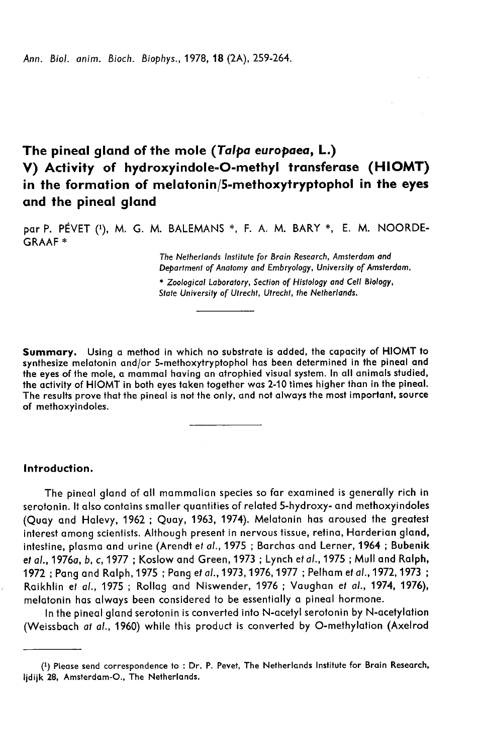# The pineal gland of the mole (*Talpa europaea*, L.)

## V) Activity of hydroxyindole-O-methyl transferase (HIOMT) in the formation of melatonin/5-methoxytryptophol in the eyes and the pineal gland

par P. PÉVET [1], M. G. M. BALEMANS *, F. A. M. BARY *, E. M. NOORDEGRAAF *

*The Netherlands Institute for Brain Research, Amsterdam and Department of Anatomy and Embryology, University of Amsterdam,*

*\* Zoological Laboratory, Section of Histology and Cell Biology, State University of Utrecht, Utrecht, the Netherlands.*

---

**Summary.** Using a method in which no substrate is added, the capacity of HIOMT to synthesize melatonin and/or 5-methoxytryptophol has been determined in the pineal and the eyes of the mole, a mammal having an atrophied visual system. In all animals studied, the activity of HIOMT in both eyes taken together was 2-10 times higher than in the pineal. The results prove that the pineal is not the only, and not always the most important, source of methoxyindoles.

---

### Introduction.

The pineal gland of all mammalian species so far examined is generally rich in serotonin. It also contains smaller quantities of related 5-hydroxy- and methoxyindoles (Quay and Halevy, 1962 ; Quay, 1963, 1974). Melatonin has aroused the greatest interest among scientists. Although present in nervous tissue, retina, Harderian gland, intestine, plasma and urine (Arendt *et al.*, 1975 ; Barchas and Lerner, 1964 ; Bubenik *et al.*, 1976*a*, *b*, *c*, 1977 ; Koslow and Green, 1973 ; Lynch *et al.*, 1975 ; Mull and Ralph, 1972 ; Pang and Ralph, 1975 ; Pang *et al.*, 1973, 1976, 1977 ; Pelham *et al.*, 1972, 1973 ; Raikhlin *et al.*, 1975 ; Rollag and Niswender, 1976 ; Vaughan *et al.*, 1974, 1976), melatonin has always been considered to be essentially a pineal hormone.

In the pineal gland serotonin is converted into N-acetyl serotonin by N-acetylation (Weissbach *at al.*, 1960) while this product is converted by O-methylation (Axelrod

---

[1] Please send correspondence to : Dr. P. Pevet, The Netherlands Institute for Brain Research, Ijdijk 28, Amsterdam-O., The Netherlands.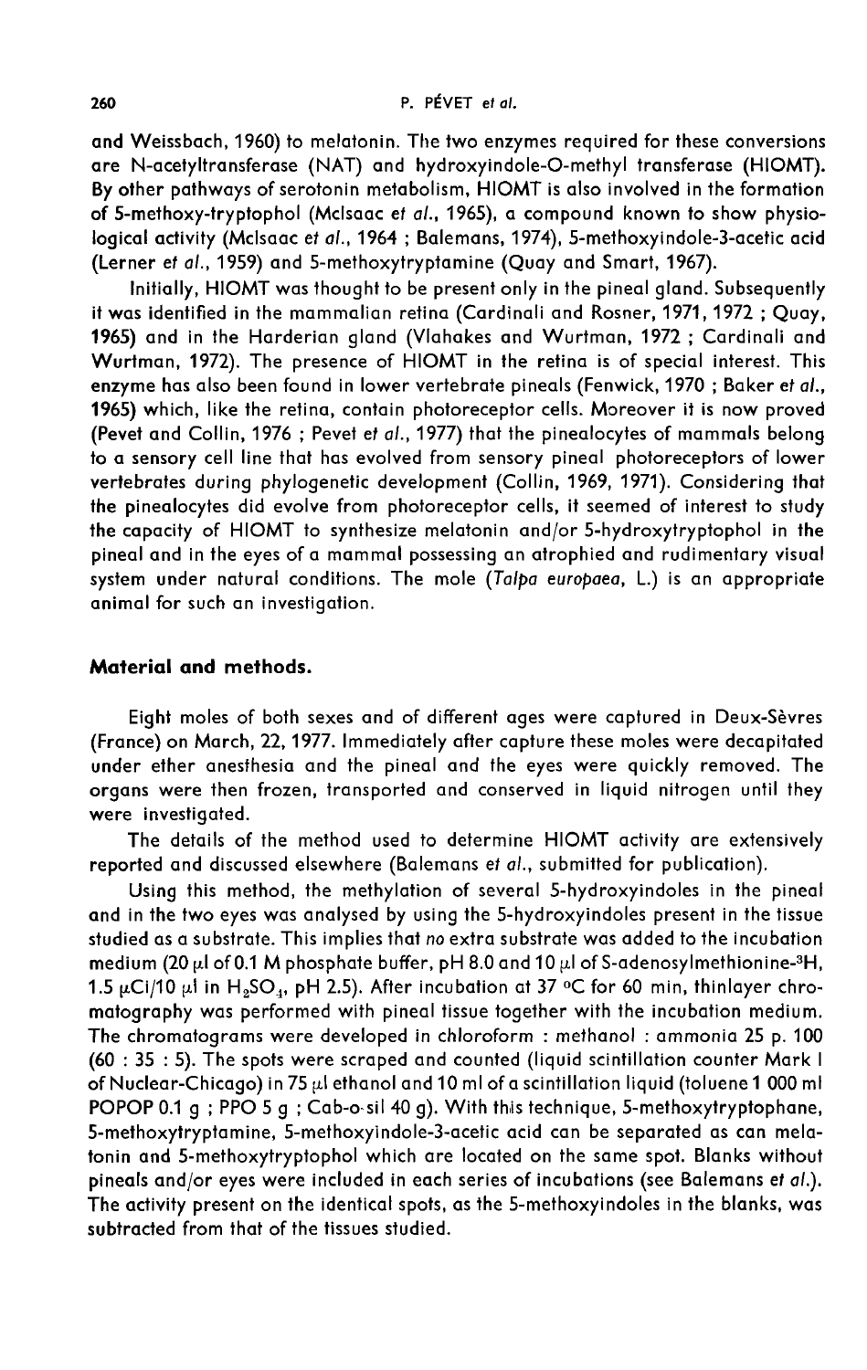and Weissbach, 1960) to melatonin. The two enzymes required for these conversions are N-acetyltransferase (NAT) and hydroxyindole-O-methyl transferase (HIOMT). By other pathways of serotonin metabolism, HIOMT is also involved in the formation of 5-methoxy-tryptophol (McIsaac *et al.*, 1965), a compound known to show physiological activity (McIsaac *et al.*, 1964 ; Balemans, 1974), 5-methoxyindole-3-acetic acid (Lerner *et al.*, 1959) and 5-methoxytryptamine (Quay and Smart, 1967).

Initially, HIOMT was thought to be present only in the pineal gland. Subsequently it was identified in the mammalian retina (Cardinali and Rosner, 1971, 1972 ; Quay, 1965) and in the Harderian gland (Vlahakes and Wurtman, 1972 ; Cardinali and Wurtman, 1972). The presence of HIOMT in the retina is of special interest. This enzyme has also been found in lower vertebrate pineals (Fenwick, 1970 ; Baker *et al.*, 1965) which, like the retina, contain photoreceptor cells. Moreover it is now proved (Pevet and Collin, 1976 ; Pevet *et al.*, 1977) that the pinealocytes of mammals belong to a sensory cell line that has evolved from sensory pineal photoreceptors of lower vertebrates during phylogenetic development (Collin, 1969, 1971). Considering that the pinealocytes did evolve from photoreceptor cells, it seemed of interest to study the capacity of HIOMT to synthesize melatonin and/or 5-hydroxytryptophol in the pineal and in the eyes of a mammal possessing an atrophied and rudimentary visual system under natural conditions. The mole (*Talpa europaea*, L.) is an appropriate animal for such an investigation.

## Material and methods.

Eight moles of both sexes and of different ages were captured in Deux-Sèvres (France) on March, 22, 1977. Immediately after capture these moles were decapitated under ether anesthesia and the pineal and the eyes were quickly removed. The organs were then frozen, transported and conserved in liquid nitrogen until they were investigated.

The details of the method used to determine HIOMT activity are extensively reported and discussed elsewhere (Balemans *et al.*, submitted for publication).

Using this method, the methylation of several 5-hydroxyindoles in the pineal and in the two eyes was analysed by using the 5-hydroxyindoles present in the tissue studied as a substrate. This implies that *no* extra substrate was added to the incubation medium (20 μl of 0.1 M phosphate buffer, pH 8.0 and 10 μl of S-adenosylmethionine-$^3H$, 1.5 μCi/10 μl in $H_2SO_4$, pH 2.5). After incubation at 37 °C for 60 min, thinlayer chromatography was performed with pineal tissue together with the incubation medium. The chromatograms were developed in chloroform : methanol : ammonia 25 p. 100 (60 : 35 : 5). The spots were scraped and counted (liquid scintillation counter Mark I of Nuclear-Chicago) in 75 μl ethanol and 10 ml of a scintillation liquid (toluene 1 000 ml POPOP 0.1 g ; PPO 5 g ; Cab-o-sil 40 g). With this technique, 5-methoxytryptophane, 5-methoxytryptamine, 5-methoxyindole-3-acetic acid can be separated as can melatonin and 5-methoxytryptophol which are located on the same spot. Blanks without pineals and/or eyes were included in each series of incubations (see Balemans *et al.*). The activity present on the identical spots, as the 5-methoxyindoles in the blanks, was subtracted from that of the tissues studied.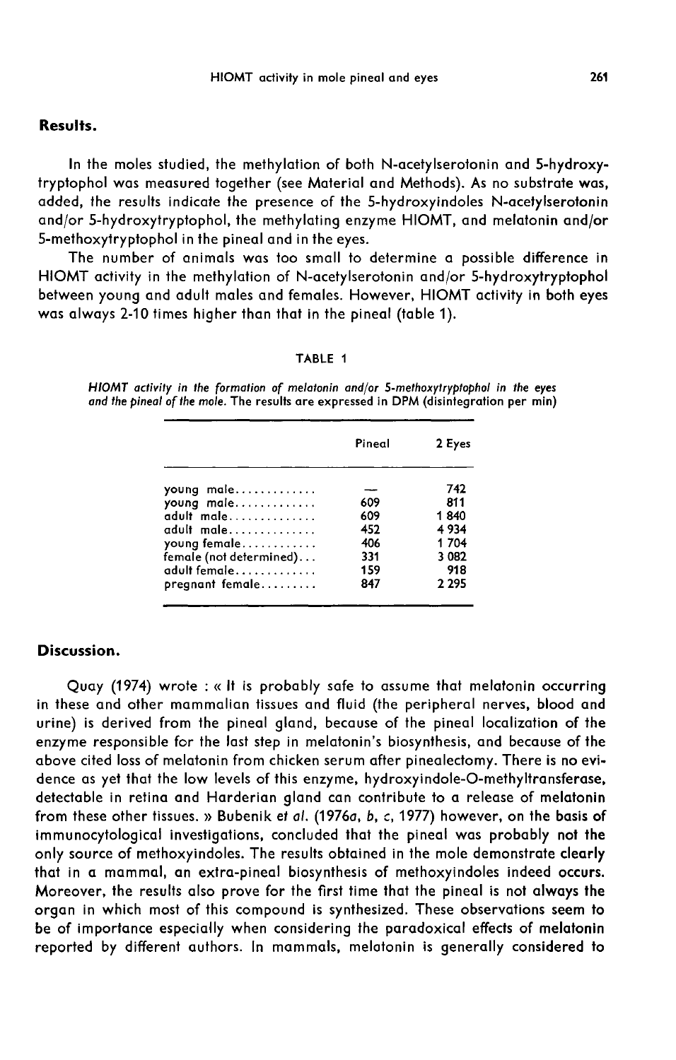## Results.

In the moles studied, the methylation of both N-acetylserotonin and 5-hydroxytryptophol was measured together (see Material and Methods). As no substrate was added, the results indicate the presence of the 5-hydroxyindoles N-acetylserotonin and/or 5-hydroxytryptophol, the methylating enzyme HIOMT, and melatonin and/or 5-methoxytryptophol in the pineal and in the eyes.

The number of animals was too small to determine a possible difference in HIOMT activity in the methylation of N-acetylserotonin and/or 5-hydroxytryptophol between young and adult males and females. However, HIOMT activity in both eyes was always 2-10 times higher than that in the pineal (table 1).

TABLE 1

*HIOMT activity in the formation of melatonin and/or 5-methoxytryptophol in the eyes and the pineal of the mole.* The results are expressed in DPM (disintegration per min)

| | Pineal | 2 Eyes |
|---|---|---|
| young male | — | 742 |
| young male | 609 | 811 |
| adult male | 609 | 1 840 |
| adult male | 452 | 4 934 |
| young female | 406 | 1 704 |
| female (not determined) | 331 | 3 082 |
| adult female | 159 | 918 |
| pregnant female | 847 | 2 295 |

## Discussion.

Quay (1974) wrote : « It is probably safe to assume that melatonin occurring in these and other mammalian tissues and fluid (the peripheral nerves, blood and urine) is derived from the pineal gland, because of the pineal localization of the enzyme responsible for the last step in melatonin's biosynthesis, and because of the above cited loss of melatonin from chicken serum after pinealectomy. There is no evidence as yet that the low levels of this enzyme, hydroxyindole-O-methyltransferase, detectable in retina and Harderian gland can contribute to a release of melatonin from these other tissues. » Bubenik *et al.* (1976*a*, *b*, *c*, 1977) however, on the basis of immunocytological investigations, concluded that the pineal was probably not the only source of methoxyindoles. The results obtained in the mole demonstrate clearly that in a mammal, an extra-pineal biosynthesis of methoxyindoles indeed occurs. Moreover, the results also prove for the first time that the pineal is not always the organ in which most of this compound is synthesized. These observations seem to be of importance especially when considering the paradoxical effects of melatonin reported by different authors. In mammals, melatonin is generally considered to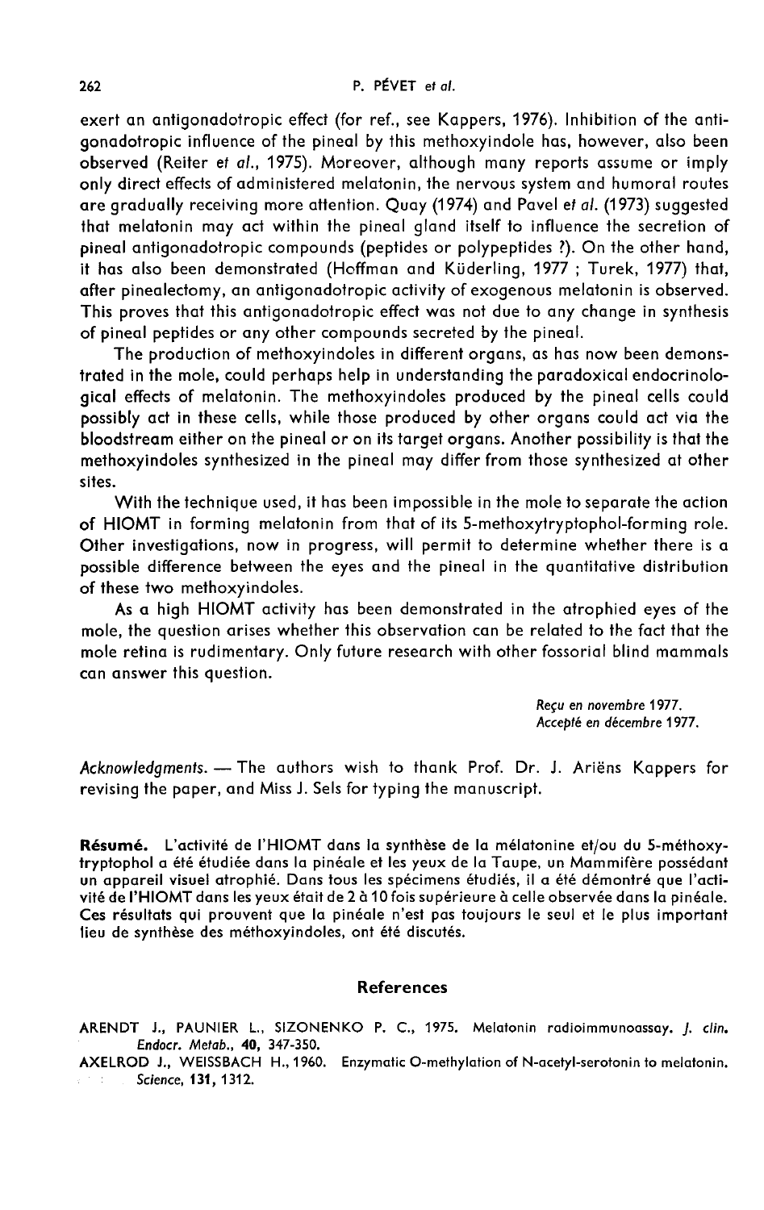exert an antigonadotropic effect (for ref., see Kappers, 1976). Inhibition of the antigonadotropic influence of the pineal by this methoxyindole has, however, also been observed (Reiter *et al.*, 1975). Moreover, although many reports assume or imply only direct effects of administered melatonin, the nervous system and humoral routes are gradually receiving more attention. Quay (1974) and Pavel *et al.* (1973) suggested that melatonin may act within the pineal gland itself to influence the secretion of pineal antigonadotropic compounds (peptides or polypeptides ?). On the other hand, it has also been demonstrated (Hoffman and Küderling, 1977 ; Turek, 1977) that, after pinealectomy, an antigonadotropic activity of exogenous melatonin is observed. This proves that this antigonadotropic effect was not due to any change in synthesis of pineal peptides or any other compounds secreted by the pineal.

The production of methoxyindoles in different organs, as has now been demonstrated in the mole, could perhaps help in understanding the paradoxical endocrinological effects of melatonin. The methoxyindoles produced by the pineal cells could possibly act in these cells, while those produced by other organs could act via the bloodstream either on the pineal or on its target organs. Another possibility is that the methoxyindoles synthesized in the pineal may differ from those synthesized at other sites.

With the technique used, it has been impossible in the mole to separate the action of HIOMT in forming melatonin from that of its 5-methoxytryptophol-forming role. Other investigations, now in progress, will permit to determine whether there is a possible difference between the eyes and the pineal in the quantitative distribution of these two methoxyindoles.

As a high HIOMT activity has been demonstrated in the atrophied eyes of the mole, the question arises whether this observation can be related to the fact that the mole retina is rudimentary. Only future research with other fossorial blind mammals can answer this question.

*Reçu en novembre 1977.*
*Accepté en décembre 1977.*

*Acknowledgments.* — The authors wish to thank Prof. Dr. J. Ariëns Kappers for revising the paper, and Miss J. Sels for typing the manuscript.

**Résumé.** L'activité de l'HIOMT dans la synthèse de la mélatonine et/ou du 5-méthoxytryptophol a été étudiée dans la pinéale et les yeux de la Taupe, un Mammifère possédant un appareil visuel atrophié. Dans tous les spécimens étudiés, il a été démontré que l'activité de l'HIOMT dans les yeux était de 2 à 10 fois supérieure à celle observée dans la pinéale. Ces résultats qui prouvent que la pinéale n'est pas toujours le seul et le plus important lieu de synthèse des méthoxyindoles, ont été discutés.

## References

ARENDT J., PAUNIER L., SIZONENKO P. C., 1975. Melatonin radioimmunoassay. *J. clin. Endocr. Metab.*, **40**, 347-350.

AXELROD J., WEISSBACH H., 1960. Enzymatic O-methylation of N-acetyl-serotonin to melatonin. *Science*, **131**, 1312.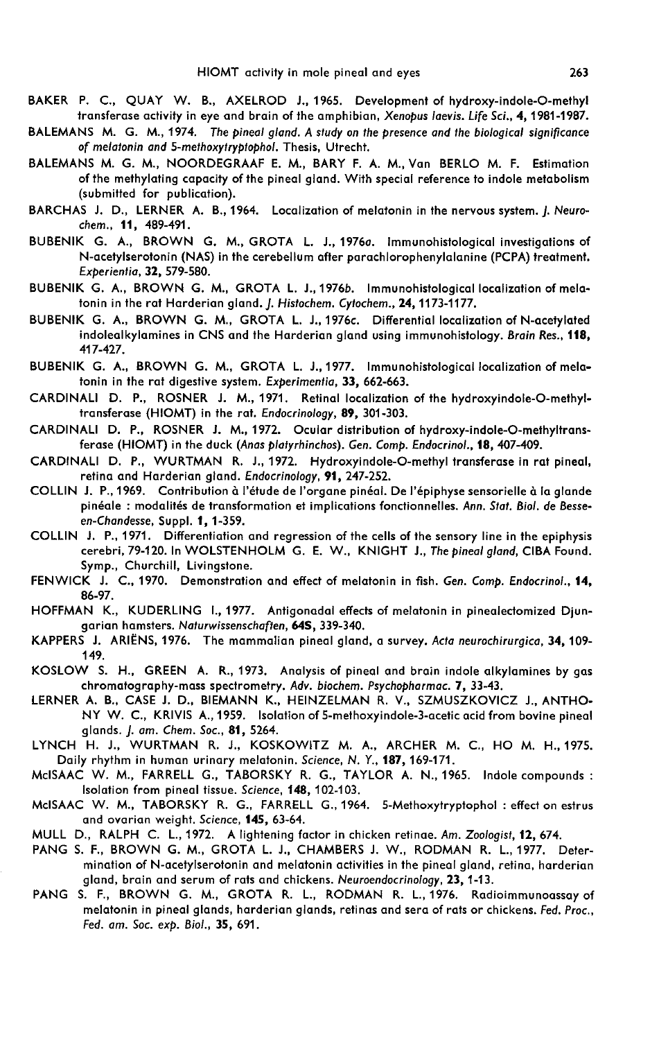BAKER P. C., QUAY W. B., AXELROD J., 1965. Development of hydroxy-indole-O-methyl transferase activity in eye and brain of the amphibian, *Xenopus laevis*. *Life Sci.*, **4**, 1981-1987.

BALEMANS M. G. M., 1974. *The pineal gland. A study on the presence and the biological significance of melatonin and 5-methoxytryptophol.* Thesis, Utrecht.

BALEMANS M. G. M., NOORDEGRAAF E. M., BARY F. A. M., Van BERLO M. F. Estimation of the methylating capacity of the pineal gland. With special reference to indole metabolism (submitted for publication).

BARCHAS J. D., LERNER A. B., 1964. Localization of melatonin in the nervous system. *J. Neurochem.*, **11**, 489-491.

BUBENIK G. A., BROWN G. M., GROTA L. J., 1976*a*. Immunohistological investigations of N-acetylserotonin (NAS) in the cerebellum after parachlorophenylalanine (PCPA) treatment. *Experientia*, **32**, 579-580.

BUBENIK G. A., BROWN G. M., GROTA L. J., 1976*b*. Immunohistological localization of melatonin in the rat Harderian gland. *J. Histochem. Cytochem.*, **24**, 1173-1177.

BUBENIK G. A., BROWN G. M., GROTA L. J., 1976*c*. Differential localization of N-acetylated indolealkylamines in CNS and the Harderian gland using immunohistology. *Brain Res.*, **118**, 417-427.

BUBENIK G. A., BROWN G. M., GROTA L. J., 1977. Immunohistological localization of melatonin in the rat digestive system. *Experimentia*, **33**, 662-663.

CARDINALI D. P., ROSNER J. M., 1971. Retinal localization of the hydroxyindole-O-methyltransferase (HIOMT) in the rat. *Endocrinology*, **89**, 301-303.

CARDINALI D. P., ROSNER J. M., 1972. Ocular distribution of hydroxy-indole-O-methyltransferase (HIOMT) in the duck (*Anas platyrhinchos*). *Gen. Comp. Endocrinol.*, **18**, 407-409.

CARDINALI D. P., WURTMAN R. J., 1972. Hydroxyindole-O-methyl transferase in rat pineal, retina and Harderian gland. *Endocrinology*, **91**, 247-252.

COLLIN J. P., 1969. Contribution à l'étude de l'organe pinéal. De l'épiphyse sensorielle à la glande pinéale : modalités de transformation et implications fonctionnelles. *Ann. Stat. Biol. de Besse-en-Chandesse*, Suppl. **1**, 1-359.

COLLIN J. P., 1971. Differentiation and regression of the cells of the sensory line in the epiphysis cerebri, 79-120. In WOLSTENHOLM G. E. W., KNIGHT J., *The pineal gland*, CIBA Found. Symp., Churchill, Livingstone.

FENWICK J. C., 1970. Demonstration and effect of melatonin in fish. *Gen. Comp. Endocrinol.*, **14**, 86-97.

HOFFMAN K., KUDERLING I., 1977. Antigonadal effects of melatonin in pinealectomized Djungarian hamsters. *Naturwissenschaften*, **64S**, 339-340.

KAPPERS J. ARIËNS, 1976. The mammalian pineal gland, a survey. *Acta neurochirurgica*, **34**, 109-149.

KOSLOW S. H., GREEN A. R., 1973. Analysis of pineal and brain indole alkylamines by gas chromatography-mass spectrometry. *Adv. biochem. Psychopharmac.* **7**, 33-43.

LERNER A. B., CASE J. D., BIEMANN K., HEINZELMAN R. V., SZMUSZKOVICZ J., ANTHONY W. C., KRIVIS A., 1959. Isolation of 5-methoxyindole-3-acetic acid from bovine pineal glands. *J. am. Chem. Soc.*, **81**, 5264.

LYNCH H. J., WURTMAN R. J., KOSKOWITZ M. A., ARCHER M. C., HO M. H., 1975. Daily rhythm in human urinary melatonin. *Science, N. Y.*, **187**, 169-171.

McISAAC W. M., FARRELL G., TABORSKY R. G., TAYLOR A. N., 1965. Indole compounds : Isolation from pineal tissue. *Science*, **148**, 102-103.

McISAAC W. M., TABORSKY R. G., FARRELL G., 1964. 5-Methoxytryptophol : effect on estrus and ovarian weight. *Science*, **145**, 63-64.

MULL D., RALPH C. L., 1972. A lightening factor in chicken retinae. *Am. Zoologist*, **12**, 674.

PANG S. F., BROWN G. M., GROTA L. J., CHAMBERS J. W., RODMAN R. L., 1977. Determination of N-acetylserotonin and melatonin activities in the pineal gland, retina, harderian gland, brain and serum of rats and chickens. *Neuroendocrinology*, **23**, 1-13.

PANG S. F., BROWN G. M., GROTA R. L., RODMAN R. L., 1976. Radioimmunoassay of melatonin in pineal glands, harderian glands, retinas and sera of rats or chickens. *Fed. Proc., Fed. am. Soc. exp. Biol.*, **35**, 691.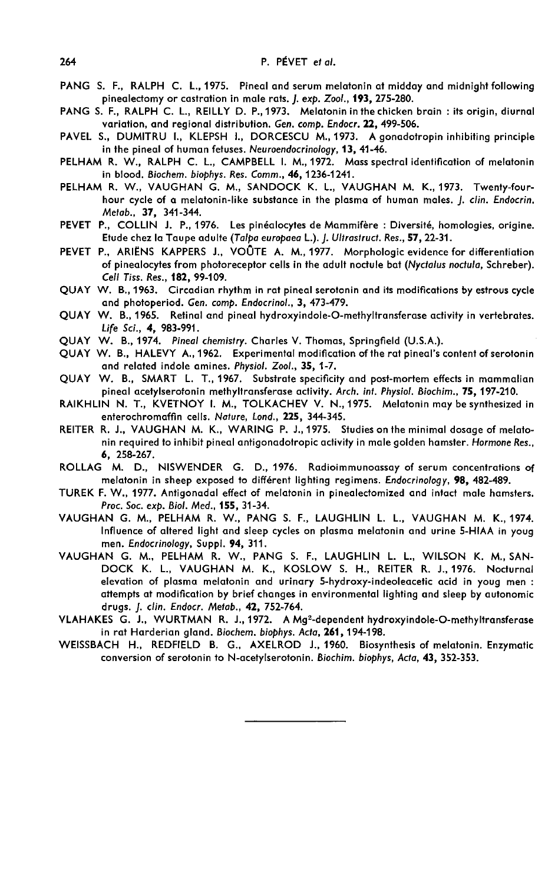PANG S. F., RALPH C. L., 1975. Pineal and serum melatonin at midday and midnight following pinealectomy or castration in male rats. *J. exp. Zool.*, **193**, 275-280.

PANG S. F., RALPH C. L., REILLY D. P., 1973. Melatonin in the chicken brain : its origin, diurnal variation, and regional distribution. *Gen. comp. Endocr.* **22**, 499-506.

PAVEL S., DUMITRU I., KLEPSH I., DORCESCU M., 1973. A gonadotropin inhibiting principle in the pineal of human fetuses. *Neuroendocrinology*, **13**, 41-46.

PELHAM R. W., RALPH C. L., CAMPBELL I. M., 1972. Mass spectral identification of melatonin in blood. *Biochem. biophys. Res. Comm.*, **46**, 1236-1241.

PELHAM R. W., VAUGHAN G. M., SANDOCK K. L., VAUGHAN M. K., 1973. Twenty-four-hour cycle of a melatonin-like substance in the plasma of human males. *J. clin. Endocrin. Metab.*, **37**, 341-344.

PEVET P., COLLIN J. P., 1976. Les pinéalocytes de Mammifère : Diversité, homologies, origine. Etude chez la Taupe adulte (*Talpa europaea* L.). *J. Ultrastruct. Res.*, **57**, 22-31.

PEVET P., ARIËNS KAPPERS J., VOÛTE A. M., 1977. Morphologic evidence for differentiation of pinealocytes from photoreceptor cells in the adult noctule bat (*Nyctalus noctula*, Schreber). *Cell Tiss. Res.*, **182**, 99-109.

QUAY W. B., 1963. Circadian rhythm in rat pineal serotonin and its modifications by estrous cycle and photoperiod. *Gen. comp. Endocrinol.*, **3**, 473-479.

QUAY W. B., 1965. Retinal and pineal hydroxyindole-O-methyltransferase activity in vertebrates. *Life Sci.*, **4**, 983-991.

QUAY W. B., 1974. *Pineal chemistry.* Charles V. Thomas, Springfield (U.S.A.).

QUAY W. B., HALEVY A., 1962. Experimental modification of the rat pineal's content of serotonin and related indole amines. *Physiol. Zool.*, **35**, 1-7.

QUAY W. B., SMART L. T., 1967. Substrate specificity and post-mortem effects in mammalian pineal acetylserotonin methyltransferase activity. *Arch. int. Physiol. Biochim.*, **75**, 197-210.

RAIKHLIN N. T., KVETNOY I. M., TOLKACHEV V. N., 1975. Melatonin may be synthesized in enterochromaffin cells. *Nature, Lond.*, **225**, 344-345.

REITER R. J., VAUGHAN M. K., WARING P. J., 1975. Studies on the minimal dosage of melatonin required to inhibit pineal antigonadotropic activity in male golden hamster. *Hormone Res.*, **6**, 258-267.

ROLLAG M. D., NISWENDER G. D., 1976. Radioimmunoassay of serum concentrations of melatonin in sheep exposed to différent lighting regimens. *Endocrinology*, **98**, 482-489.

TUREK F. W., 1977. Antigonadal effect of melatonin in pinealectomized and intact male hamsters. *Proc. Soc. exp. Biol. Med.*, **155**, 31-34.

VAUGHAN G. M., PELHAM R. W., PANG S. F., LAUGHLIN L. L., VAUGHAN M. K., 1974. Influence of altered light and sleep cycles on plasma melatonin and urine 5-HIAA in youg men. *Endocrinology*, Suppl. **94**, 311.

VAUGHAN G. M., PELHAM R. W., PANG S. F., LAUGHLIN L. L., WILSON K. M., SANDOCK K. L., VAUGHAN M. K., KOSLOW S. H., REITER R. J., 1976. Nocturnal elevation of plasma melatonin and urinary 5-hydroxy-indeoleacetic acid in youg men : attempts at modification by brief changes in environmental lighting and sleep by autonomic drugs. *J. clin. Endocr. Metab.*, **42**, 752-764.

VLAHAKES G. J., WURTMAN R. J., 1972. A $Mg^{2}$-dependent hydroxyindole-O-methyltransferase in rat Harderian gland. *Biochem. biophys. Acta*, **261**, 194-198.

WEISSBACH H., REDFIELD B. G., AXELROD J., 1960. Biosynthesis of melatonin. Enzymatic conversion of serotonin to N-acetylserotonin. *Biochim. biophys, Acta*, **43**, 352-353.